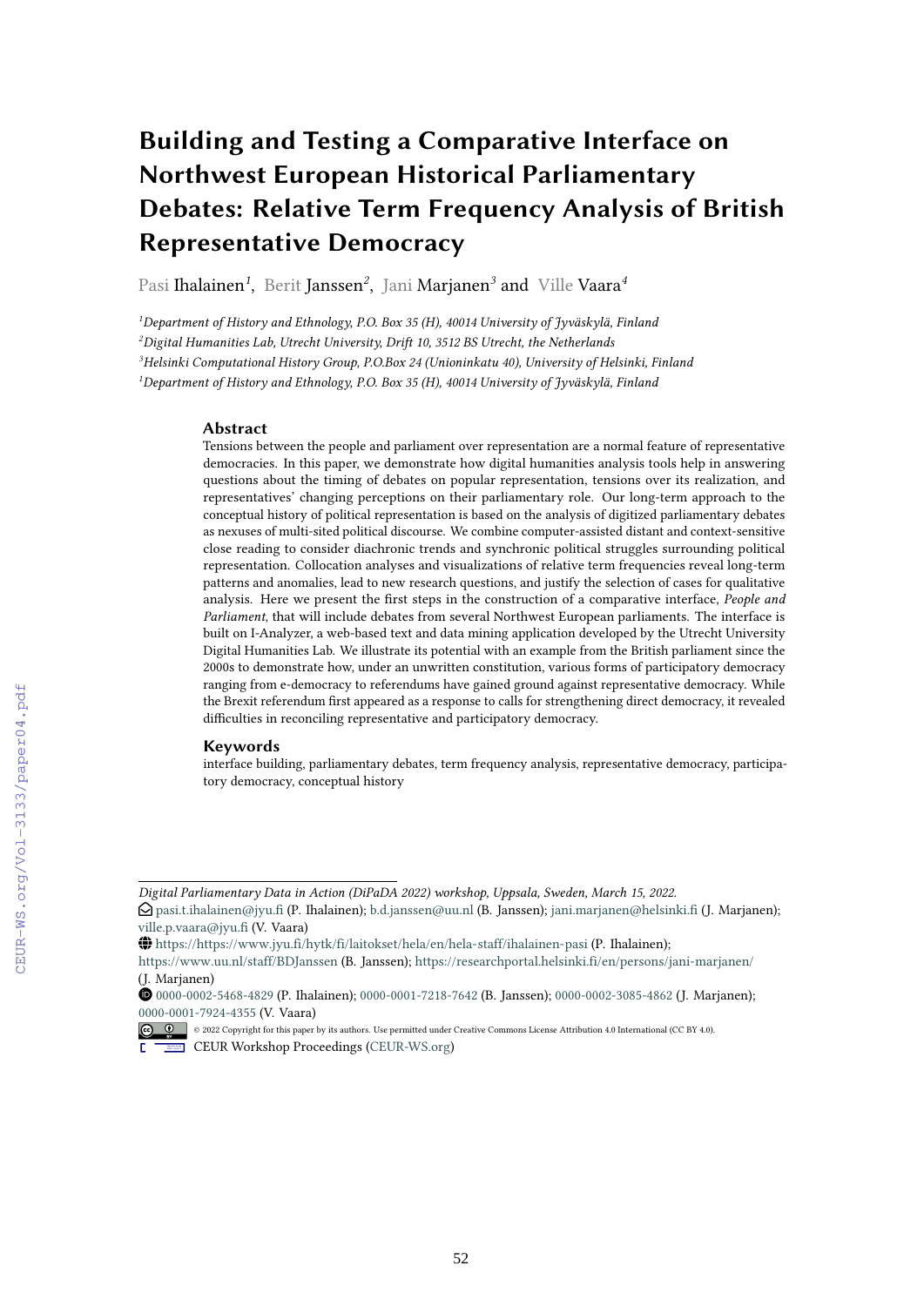# Building and Testing a Comparative Interface on Northwest European Historical Parliamentary Debates: Relative Term Frequency Analysis of British Representative Democracy

Pasi Ihalainen[1], Berit Janssen[2], Jani Marjanen[3] and Ville Vaara[4]

[1]Department of History and Ethnology, P.O. Box 35 (H), 40014 University of Jyväskylä, Finland
[2]Digital Humanities Lab, Utrecht University, Drift 10, 3512 BS Utrecht, the Netherlands
[3]Helsinki Computational History Group, P.O.Box 24 (Unioninkatu 40), University of Helsinki, Finland
[1]Department of History and Ethnology, P.O. Box 35 (H), 40014 University of Jyväskylä, Finland

## Abstract

Tensions between the people and parliament over representation are a normal feature of representative democracies. In this paper, we demonstrate how digital humanities analysis tools help in answering questions about the timing of debates on popular representation, tensions over its realization, and representatives' changing perceptions on their parliamentary role. Our long-term approach to the conceptual history of political representation is based on the analysis of digitized parliamentary debates as nexuses of multi-sited political discourse. We combine computer-assisted distant and context-sensitive close reading to consider diachronic trends and synchronic political struggles surrounding political representation. Collocation analyses and visualizations of relative term frequencies reveal long-term patterns and anomalies, lead to new research questions, and justify the selection of cases for qualitative analysis. Here we present the first steps in the construction of a comparative interface, *People and Parliament*, that will include debates from several Northwest European parliaments. The interface is built on I-Analyzer, a web-based text and data mining application developed by the Utrecht University Digital Humanities Lab. We illustrate its potential with an example from the British parliament since the 2000s to demonstrate how, under an unwritten constitution, various forms of participatory democracy ranging from e-democracy to referendums have gained ground against representative democracy. While the Brexit referendum first appeared as a response to calls for strengthening direct democracy, it revealed difficulties in reconciling representative and participatory democracy.

## Keywords

interface building, parliamentary debates, term frequency analysis, representative democracy, participatory democracy, conceptual history

---

*Digital Parliamentary Data in Action (DiPaDA 2022) workshop, Uppsala, Sweden, March 15, 2022.*

pasi.t.ihalainen@jyu.fi (P. Ihalainen); b.d.janssen@uu.nl (B. Janssen); jani.marjanen@helsinki.fi (J. Marjanen); ville.p.vaara@jyu.fi (V. Vaara)

https://https://www.jyu.fi/hytk/fi/laitokset/hela/en/hela-staff/ihalainen-pasi (P. Ihalainen); https://www.uu.nl/staff/BDJanssen (B. Janssen); https://researchportal.helsinki.fi/en/persons/jani-marjanen/ (J. Marjanen)

0000-0002-5468-4829 (P. Ihalainen); 0000-0001-7218-7642 (B. Janssen); 0000-0002-3085-4862 (J. Marjanen); 0000-0001-7924-4355 (V. Vaara)

© 2022 Copyright for this paper by its authors. Use permitted under Creative Commons License Attribution 4.0 International (CC BY 4.0).

CEUR Workshop Proceedings (CEUR-WS.org)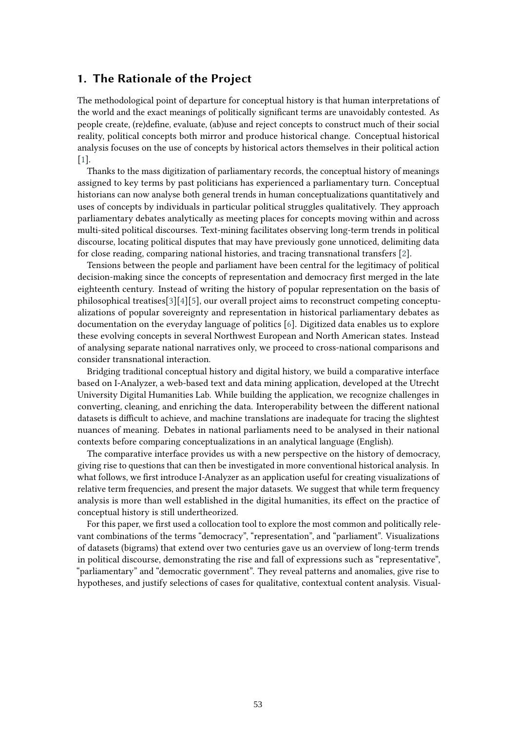## 1. The Rationale of the Project

The methodological point of departure for conceptual history is that human interpretations of the world and the exact meanings of politically significant terms are unavoidably contested. As people create, (re)define, evaluate, (ab)use and reject concepts to construct much of their social reality, political concepts both mirror and produce historical change. Conceptual historical analysis focuses on the use of concepts by historical actors themselves in their political action [1].

Thanks to the mass digitization of parliamentary records, the conceptual history of meanings assigned to key terms by past politicians has experienced a parliamentary turn. Conceptual historians can now analyse both general trends in human conceptualizations quantitatively and uses of concepts by individuals in particular political struggles qualitatively. They approach parliamentary debates analytically as meeting places for concepts moving within and across multi-sited political discourses. Text-mining facilitates observing long-term trends in political discourse, locating political disputes that may have previously gone unnoticed, delimiting data for close reading, comparing national histories, and tracing transnational transfers [2].

Tensions between the people and parliament have been central for the legitimacy of political decision-making since the concepts of representation and democracy first merged in the late eighteenth century. Instead of writing the history of popular representation on the basis of philosophical treatises[3][4][5], our overall project aims to reconstruct competing conceptualizations of popular sovereignty and representation in historical parliamentary debates as documentation on the everyday language of politics [6]. Digitized data enables us to explore these evolving concepts in several Northwest European and North American states. Instead of analysing separate national narratives only, we proceed to cross-national comparisons and consider transnational interaction.

Bridging traditional conceptual history and digital history, we build a comparative interface based on I-Analyzer, a web-based text and data mining application, developed at the Utrecht University Digital Humanities Lab. While building the application, we recognize challenges in converting, cleaning, and enriching the data. Interoperability between the different national datasets is difficult to achieve, and machine translations are inadequate for tracing the slightest nuances of meaning. Debates in national parliaments need to be analysed in their national contexts before comparing conceptualizations in an analytical language (English).

The comparative interface provides us with a new perspective on the history of democracy, giving rise to questions that can then be investigated in more conventional historical analysis. In what follows, we first introduce I-Analyzer as an application useful for creating visualizations of relative term frequencies, and present the major datasets. We suggest that while term frequency analysis is more than well established in the digital humanities, its effect on the practice of conceptual history is still undertheorized.

For this paper, we first used a collocation tool to explore the most common and politically relevant combinations of the terms "democracy", "representation", and "parliament". Visualizations of datasets (bigrams) that extend over two centuries gave us an overview of long-term trends in political discourse, demonstrating the rise and fall of expressions such as "representative", "parliamentary" and "democratic government". They reveal patterns and anomalies, give rise to hypotheses, and justify selections of cases for qualitative, contextual content analysis. Visual-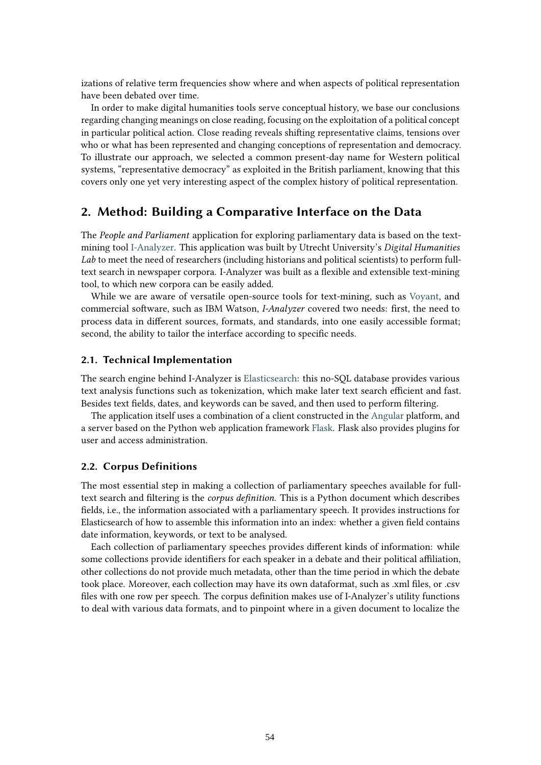izations of relative term frequencies show where and when aspects of political representation have been debated over time.

In order to make digital humanities tools serve conceptual history, we base our conclusions regarding changing meanings on close reading, focusing on the exploitation of a political concept in particular political action. Close reading reveals shifting representative claims, tensions over who or what has been represented and changing conceptions of representation and democracy. To illustrate our approach, we selected a common present-day name for Western political systems, "representative democracy" as exploited in the British parliament, knowing that this covers only one yet very interesting aspect of the complex history of political representation.

## 2. Method: Building a Comparative Interface on the Data

The *People and Parliament* application for exploring parliamentary data is based on the text-mining tool I-Analyzer. This application was built by Utrecht University's *Digital Humanities Lab* to meet the need of researchers (including historians and political scientists) to perform full-text search in newspaper corpora. I-Analyzer was built as a flexible and extensible text-mining tool, to which new corpora can be easily added.

While we are aware of versatile open-source tools for text-mining, such as Voyant, and commercial software, such as IBM Watson, *I-Analyzer* covered two needs: first, the need to process data in different sources, formats, and standards, into one easily accessible format; second, the ability to tailor the interface according to specific needs.

### 2.1. Technical Implementation

The search engine behind I-Analyzer is Elasticsearch: this no-SQL database provides various text analysis functions such as tokenization, which make later text search efficient and fast. Besides text fields, dates, and keywords can be saved, and then used to perform filtering.

The application itself uses a combination of a client constructed in the Angular platform, and a server based on the Python web application framework Flask. Flask also provides plugins for user and access administration.

### 2.2. Corpus Definitions

The most essential step in making a collection of parliamentary speeches available for full-text search and filtering is the *corpus definition*. This is a Python document which describes fields, i.e., the information associated with a parliamentary speech. It provides instructions for Elasticsearch of how to assemble this information into an index: whether a given field contains date information, keywords, or text to be analysed.

Each collection of parliamentary speeches provides different kinds of information: while some collections provide identifiers for each speaker in a debate and their political affiliation, other collections do not provide much metadata, other than the time period in which the debate took place. Moreover, each collection may have its own dataformat, such as .xml files, or .csv files with one row per speech. The corpus definition makes use of I-Analyzer's utility functions to deal with various data formats, and to pinpoint where in a given document to localize the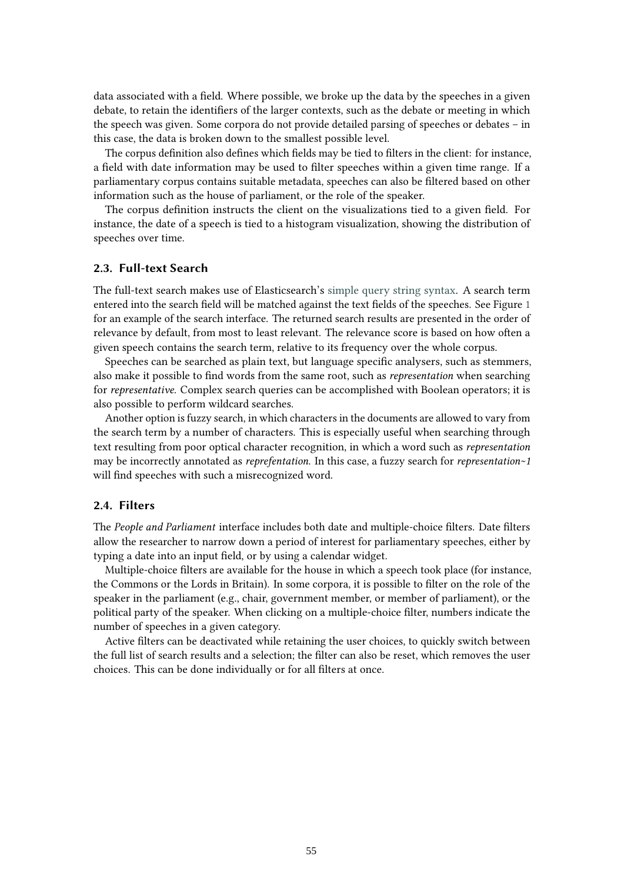data associated with a field. Where possible, we broke up the data by the speeches in a given debate, to retain the identifiers of the larger contexts, such as the debate or meeting in which the speech was given. Some corpora do not provide detailed parsing of speeches or debates – in this case, the data is broken down to the smallest possible level.

The corpus definition also defines which fields may be tied to filters in the client: for instance, a field with date information may be used to filter speeches within a given time range. If a parliamentary corpus contains suitable metadata, speeches can also be filtered based on other information such as the house of parliament, or the role of the speaker.

The corpus definition instructs the client on the visualizations tied to a given field. For instance, the date of a speech is tied to a histogram visualization, showing the distribution of speeches over time.

### 2.3. Full-text Search

The full-text search makes use of Elasticsearch's simple query string syntax. A search term entered into the search field will be matched against the text fields of the speeches. See Figure 1 for an example of the search interface. The returned search results are presented in the order of relevance by default, from most to least relevant. The relevance score is based on how often a given speech contains the search term, relative to its frequency over the whole corpus.

Speeches can be searched as plain text, but language specific analysers, such as stemmers, also make it possible to find words from the same root, such as *representation* when searching for *representative*. Complex search queries can be accomplished with Boolean operators; it is also possible to perform wildcard searches.

Another option is fuzzy search, in which characters in the documents are allowed to vary from the search term by a number of characters. This is especially useful when searching through text resulting from poor optical character recognition, in which a word such as *representation* may be incorrectly annotated as *reprefentation*. In this case, a fuzzy search for *representation~1* will find speeches with such a misrecognized word.

### 2.4. Filters

The *People and Parliament* interface includes both date and multiple-choice filters. Date filters allow the researcher to narrow down a period of interest for parliamentary speeches, either by typing a date into an input field, or by using a calendar widget.

Multiple-choice filters are available for the house in which a speech took place (for instance, the Commons or the Lords in Britain). In some corpora, it is possible to filter on the role of the speaker in the parliament (e.g., chair, government member, or member of parliament), or the political party of the speaker. When clicking on a multiple-choice filter, numbers indicate the number of speeches in a given category.

Active filters can be deactivated while retaining the user choices, to quickly switch between the full list of search results and a selection; the filter can also be reset, which removes the user choices. This can be done individually or for all filters at once.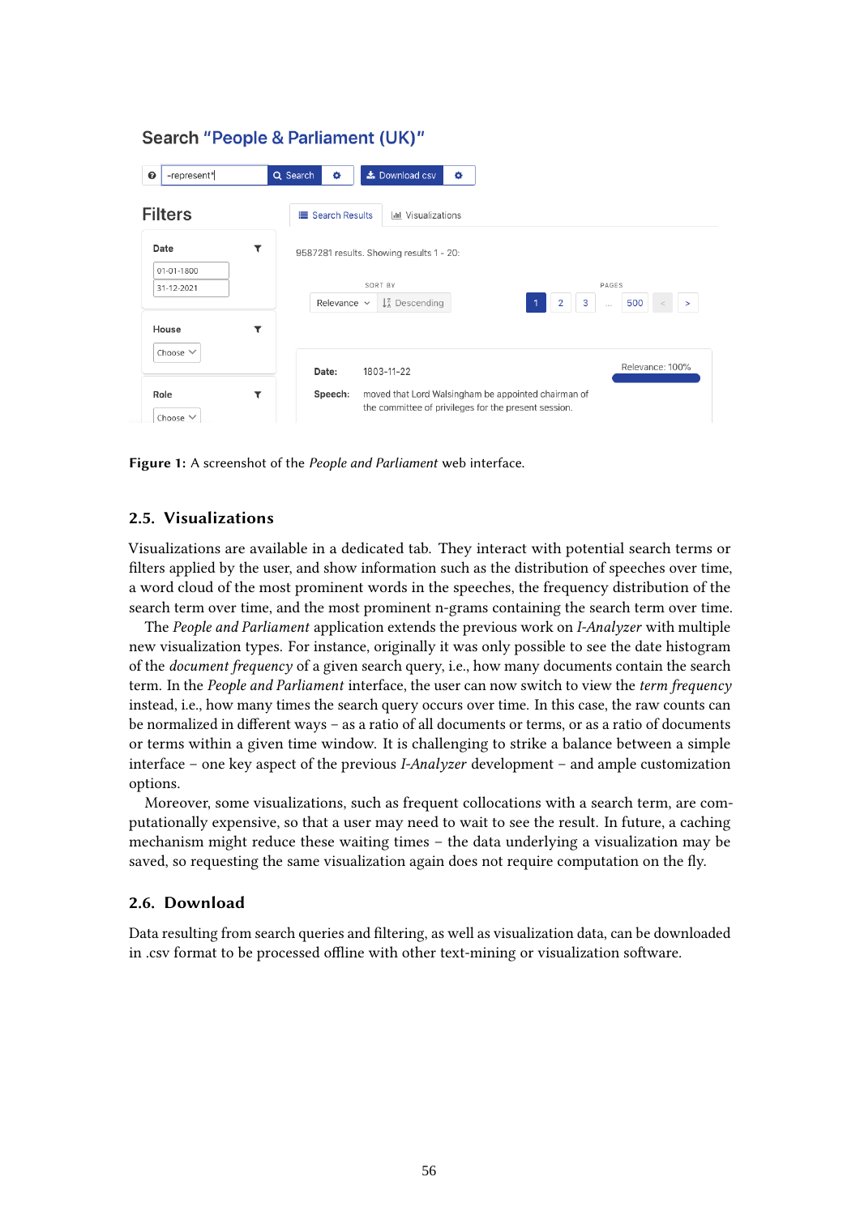**Figure 1:** A screenshot of the *People and Parliament* web interface.

### 2.5. Visualizations

Visualizations are available in a dedicated tab. They interact with potential search terms or filters applied by the user, and show information such as the distribution of speeches over time, a word cloud of the most prominent words in the speeches, the frequency distribution of the search term over time, and the most prominent n-grams containing the search term over time.

The *People and Parliament* application extends the previous work on *I-Analyzer* with multiple new visualization types. For instance, originally it was only possible to see the date histogram of the *document frequency* of a given search query, i.e., how many documents contain the search term. In the *People and Parliament* interface, the user can now switch to view the *term frequency* instead, i.e., how many times the search query occurs over time. In this case, the raw counts can be normalized in different ways – as a ratio of all documents or terms, or as a ratio of documents or terms within a given time window. It is challenging to strike a balance between a simple interface – one key aspect of the previous *I-Analyzer* development – and ample customization options.

Moreover, some visualizations, such as frequent collocations with a search term, are computationally expensive, so that a user may need to wait to see the result. In future, a caching mechanism might reduce these waiting times – the data underlying a visualization may be saved, so requesting the same visualization again does not require computation on the fly.

### 2.6. Download

Data resulting from search queries and filtering, as well as visualization data, can be downloaded in .csv format to be processed offline with other text-mining or visualization software.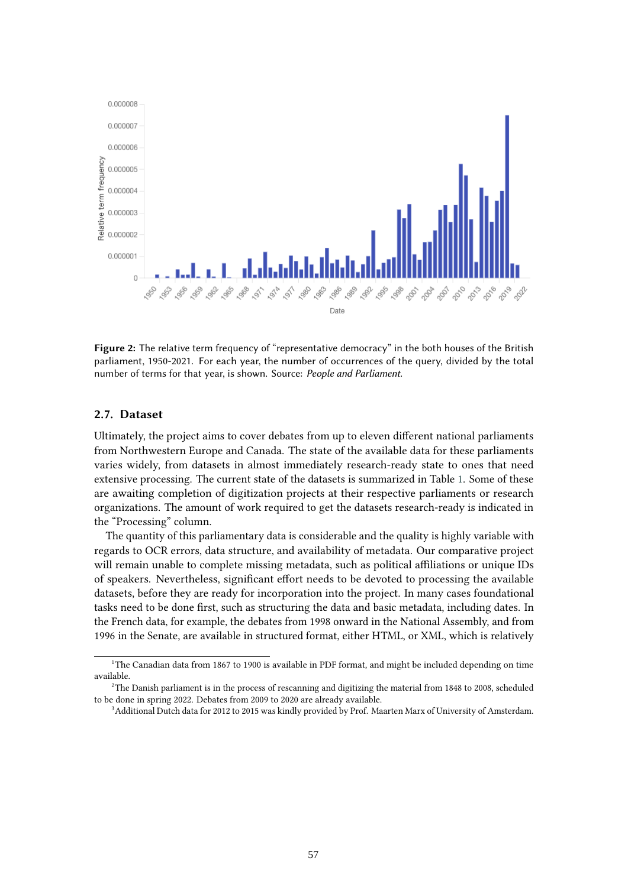**Figure 2:** The relative term frequency of "representative democracy" in the both houses of the British parliament, 1950-2021. For each year, the number of occurrences of the query, divided by the total number of terms for that year, is shown. Source: *People and Parliament*.

### 2.7. Dataset

Ultimately, the project aims to cover debates from up to eleven different national parliaments from Northwestern Europe and Canada. The state of the available data for these parliaments varies widely, from datasets in almost immediately research-ready state to ones that need extensive processing. The current state of the datasets is summarized in Table 1. Some of these are awaiting completion of digitization projects at their respective parliaments or research organizations. The amount of work required to get the datasets research-ready is indicated in the "Processing" column.

The quantity of this parliamentary data is considerable and the quality is highly variable with regards to OCR errors, data structure, and availability of metadata. Our comparative project will remain unable to complete missing metadata, such as political affiliations or unique IDs of speakers. Nevertheless, significant effort needs to be devoted to processing the available datasets, before they are ready for incorporation into the project. In many cases foundational tasks need to be done first, such as structuring the data and basic metadata, including dates. In the French data, for example, the debates from 1998 onward in the National Assembly, and from 1996 in the Senate, are available in structured format, either HTML, or XML, which is relatively

[1]The Canadian data from 1867 to 1900 is available in PDF format, and might be included depending on time available.

[2]The Danish parliament is in the process of rescanning and digitizing the material from 1848 to 2008, scheduled to be done in spring 2022. Debates from 2009 to 2020 are already available.

[3]Additional Dutch data for 2012 to 2015 was kindly provided by Prof. Maarten Marx of University of Amsterdam.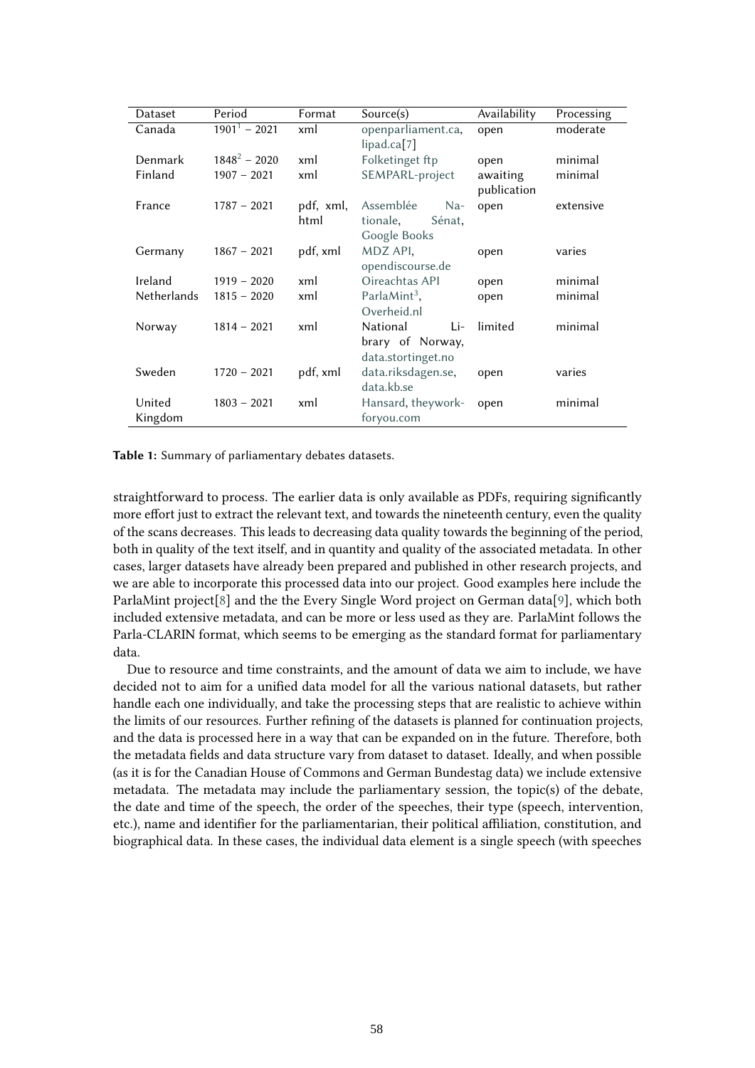| Dataset | Period | Format | Source(s) | Availability | Processing |
|---|---|---|---|---|---|
| Canada | 1901[1] – 2021 | xml | openparliament.ca, lipad.ca[7] | open | moderate |
| Denmark | 1848[2] – 2020 | xml | Folketinget ftp | open | minimal |
| Finland | 1907 – 2021 | xml | SEMPARL-project | awaiting publication | minimal |
| France | 1787 – 2021 | pdf, xml, html | Assemblée Nationale, Sénat, Google Books | open | extensive |
| Germany | 1867 – 2021 | pdf, xml | MDZ API, opendiscourse.de | open | varies |
| Ireland | 1919 – 2020 | xml | Oireachtas API | open | minimal |
| Netherlands | 1815 – 2020 | xml | ParlaMint[3], Overheid.nl | open | minimal |
| Norway | 1814 – 2021 | xml | National Library of Norway, data.stortinget.no | limited | minimal |
| Sweden | 1720 – 2021 | pdf, xml | data.riksdagen.se, data.kb.se | open | varies |
| United Kingdom | 1803 – 2021 | xml | Hansard, theyworkforyou.com | open | minimal |

**Table 1:** Summary of parliamentary debates datasets.

straightforward to process. The earlier data is only available as PDFs, requiring significantly more effort just to extract the relevant text, and towards the nineteenth century, even the quality of the scans decreases. This leads to decreasing data quality towards the beginning of the period, both in quality of the text itself, and in quantity and quality of the associated metadata. In other cases, larger datasets have already been prepared and published in other research projects, and we are able to incorporate this processed data into our project. Good examples here include the ParlaMint project[8] and the the Every Single Word project on German data[9], which both included extensive metadata, and can be more or less used as they are. ParlaMint follows the Parla-CLARIN format, which seems to be emerging as the standard format for parliamentary data.

Due to resource and time constraints, and the amount of data we aim to include, we have decided not to aim for a unified data model for all the various national datasets, but rather handle each one individually, and take the processing steps that are realistic to achieve within the limits of our resources. Further refining of the datasets is planned for continuation projects, and the data is processed here in a way that can be expanded on in the future. Therefore, both the metadata fields and data structure vary from dataset to dataset. Ideally, and when possible (as it is for the Canadian House of Commons and German Bundestag data) we include extensive metadata. The metadata may include the parliamentary session, the topic(s) of the debate, the date and time of the speech, the order of the speeches, their type (speech, intervention, etc.), name and identifier for the parliamentarian, their political affiliation, constitution, and biographical data. In these cases, the individual data element is a single speech (with speeches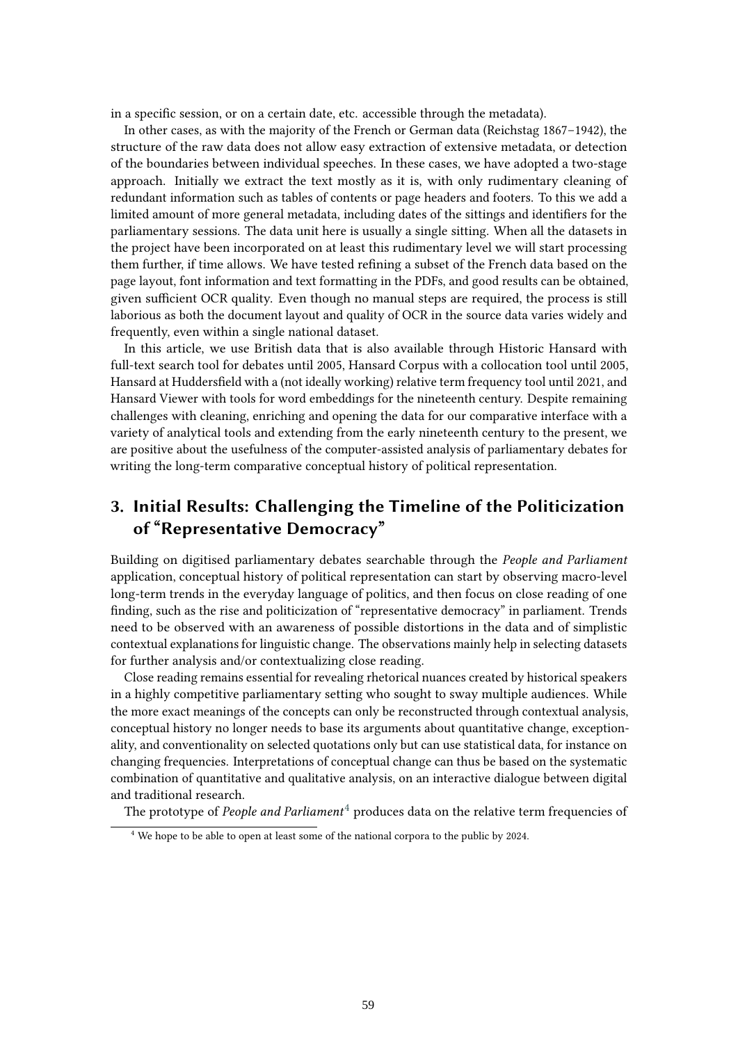in a specific session, or on a certain date, etc. accessible through the metadata).

In other cases, as with the majority of the French or German data (Reichstag 1867–1942), the structure of the raw data does not allow easy extraction of extensive metadata, or detection of the boundaries between individual speeches. In these cases, we have adopted a two-stage approach. Initially we extract the text mostly as it is, with only rudimentary cleaning of redundant information such as tables of contents or page headers and footers. To this we add a limited amount of more general metadata, including dates of the sittings and identifiers for the parliamentary sessions. The data unit here is usually a single sitting. When all the datasets in the project have been incorporated on at least this rudimentary level we will start processing them further, if time allows. We have tested refining a subset of the French data based on the page layout, font information and text formatting in the PDFs, and good results can be obtained, given sufficient OCR quality. Even though no manual steps are required, the process is still laborious as both the document layout and quality of OCR in the source data varies widely and frequently, even within a single national dataset.

In this article, we use British data that is also available through Historic Hansard with full-text search tool for debates until 2005, Hansard Corpus with a collocation tool until 2005, Hansard at Huddersfield with a (not ideally working) relative term frequency tool until 2021, and Hansard Viewer with tools for word embeddings for the nineteenth century. Despite remaining challenges with cleaning, enriching and opening the data for our comparative interface with a variety of analytical tools and extending from the early nineteenth century to the present, we are positive about the usefulness of the computer-assisted analysis of parliamentary debates for writing the long-term comparative conceptual history of political representation.

## 3. Initial Results: Challenging the Timeline of the Politicization of "Representative Democracy"

Building on digitised parliamentary debates searchable through the *People and Parliament* application, conceptual history of political representation can start by observing macro-level long-term trends in the everyday language of politics, and then focus on close reading of one finding, such as the rise and politicization of "representative democracy" in parliament. Trends need to be observed with an awareness of possible distortions in the data and of simplistic contextual explanations for linguistic change. The observations mainly help in selecting datasets for further analysis and/or contextualizing close reading.

Close reading remains essential for revealing rhetorical nuances created by historical speakers in a highly competitive parliamentary setting who sought to sway multiple audiences. While the more exact meanings of the concepts can only be reconstructed through contextual analysis, conceptual history no longer needs to base its arguments about quantitative change, exceptionality, and conventionality on selected quotations only but can use statistical data, for instance on changing frequencies. Interpretations of conceptual change can thus be based on the systematic combination of quantitative and qualitative analysis, on an interactive dialogue between digital and traditional research.

The prototype of *People and Parliament*[4] produces data on the relative term frequencies of

[4] We hope to be able to open at least some of the national corpora to the public by 2024.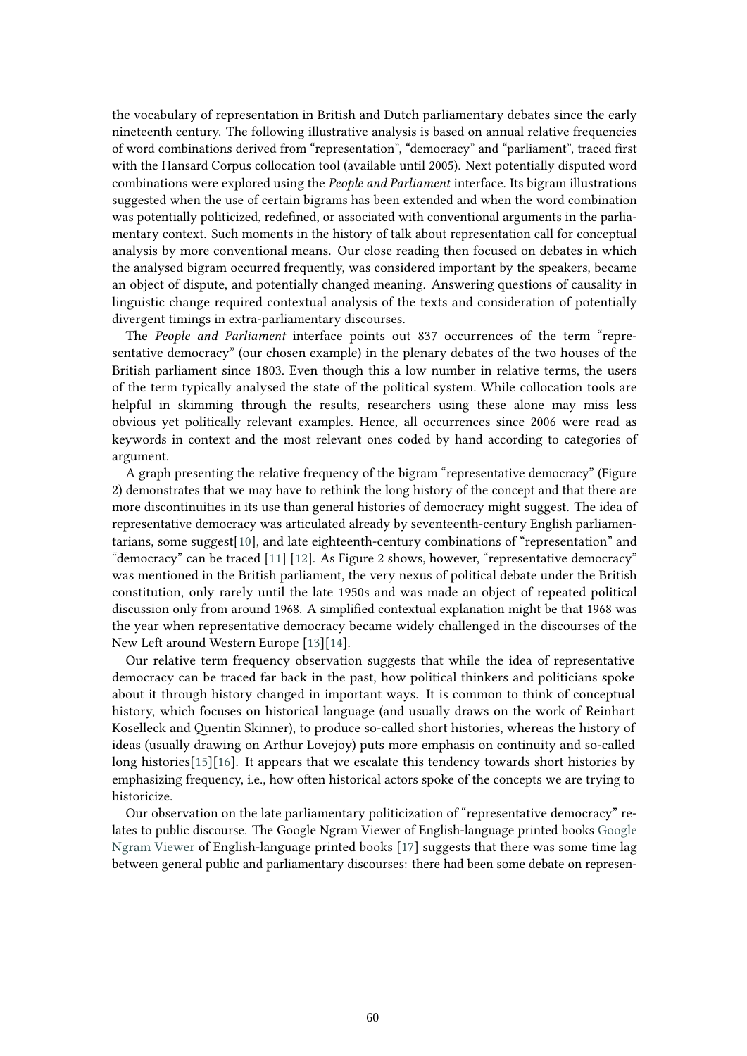the vocabulary of representation in British and Dutch parliamentary debates since the early nineteenth century. The following illustrative analysis is based on annual relative frequencies of word combinations derived from "representation", "democracy" and "parliament", traced first with the Hansard Corpus collocation tool (available until 2005). Next potentially disputed word combinations were explored using the *People and Parliament* interface. Its bigram illustrations suggested when the use of certain bigrams has been extended and when the word combination was potentially politicized, redefined, or associated with conventional arguments in the parliamentary context. Such moments in the history of talk about representation call for conceptual analysis by more conventional means. Our close reading then focused on debates in which the analysed bigram occurred frequently, was considered important by the speakers, became an object of dispute, and potentially changed meaning. Answering questions of causality in linguistic change required contextual analysis of the texts and consideration of potentially divergent timings in extra-parliamentary discourses.

The *People and Parliament* interface points out 837 occurrences of the term "representative democracy" (our chosen example) in the plenary debates of the two houses of the British parliament since 1803. Even though this a low number in relative terms, the users of the term typically analysed the state of the political system. While collocation tools are helpful in skimming through the results, researchers using these alone may miss less obvious yet politically relevant examples. Hence, all occurrences since 2006 were read as keywords in context and the most relevant ones coded by hand according to categories of argument.

A graph presenting the relative frequency of the bigram "representative democracy" (Figure 2) demonstrates that we may have to rethink the long history of the concept and that there are more discontinuities in its use than general histories of democracy might suggest. The idea of representative democracy was articulated already by seventeenth-century English parliamentarians, some suggest[10], and late eighteenth-century combinations of "representation" and "democracy" can be traced [11] [12]. As Figure 2 shows, however, "representative democracy" was mentioned in the British parliament, the very nexus of political debate under the British constitution, only rarely until the late 1950s and was made an object of repeated political discussion only from around 1968. A simplified contextual explanation might be that 1968 was the year when representative democracy became widely challenged in the discourses of the New Left around Western Europe [13][14].

Our relative term frequency observation suggests that while the idea of representative democracy can be traced far back in the past, how political thinkers and politicians spoke about it through history changed in important ways. It is common to think of conceptual history, which focuses on historical language (and usually draws on the work of Reinhart Koselleck and Quentin Skinner), to produce so-called short histories, whereas the history of ideas (usually drawing on Arthur Lovejoy) puts more emphasis on continuity and so-called long histories[15][16]. It appears that we escalate this tendency towards short histories by emphasizing frequency, i.e., how often historical actors spoke of the concepts we are trying to historicize.

Our observation on the late parliamentary politicization of "representative democracy" relates to public discourse. The Google Ngram Viewer of English-language printed books Google Ngram Viewer of English-language printed books [17] suggests that there was some time lag between general public and parliamentary discourses: there had been some debate on represen-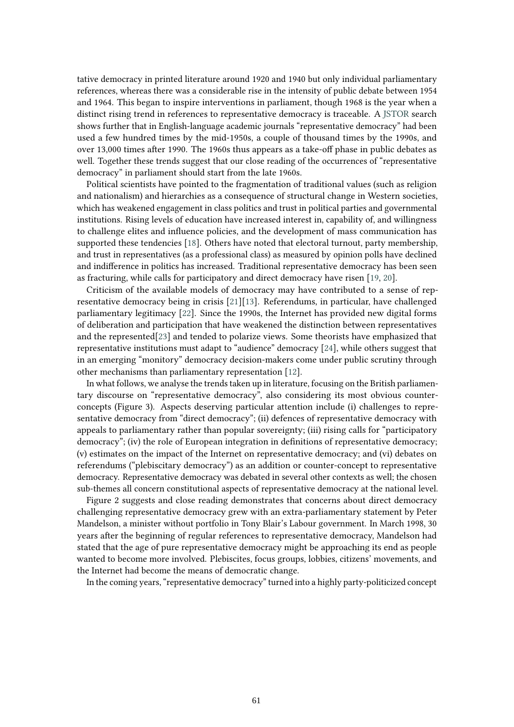tative democracy in printed literature around 1920 and 1940 but only individual parliamentary references, whereas there was a considerable rise in the intensity of public debate between 1954 and 1964. This began to inspire interventions in parliament, though 1968 is the year when a distinct rising trend in references to representative democracy is traceable. A JSTOR search shows further that in English-language academic journals "representative democracy" had been used a few hundred times by the mid-1950s, a couple of thousand times by the 1990s, and over 13,000 times after 1990. The 1960s thus appears as a take-off phase in public debates as well. Together these trends suggest that our close reading of the occurrences of "representative democracy" in parliament should start from the late 1960s.

Political scientists have pointed to the fragmentation of traditional values (such as religion and nationalism) and hierarchies as a consequence of structural change in Western societies, which has weakened engagement in class politics and trust in political parties and governmental institutions. Rising levels of education have increased interest in, capability of, and willingness to challenge elites and influence policies, and the development of mass communication has supported these tendencies [18]. Others have noted that electoral turnout, party membership, and trust in representatives (as a professional class) as measured by opinion polls have declined and indifference in politics has increased. Traditional representative democracy has been seen as fracturing, while calls for participatory and direct democracy have risen [19, 20].

Criticism of the available models of democracy may have contributed to a sense of representative democracy being in crisis [21][13]. Referendums, in particular, have challenged parliamentary legitimacy [22]. Since the 1990s, the Internet has provided new digital forms of deliberation and participation that have weakened the distinction between representatives and the represented[23] and tended to polarize views. Some theorists have emphasized that representative institutions must adapt to "audience" democracy [24], while others suggest that in an emerging "monitory" democracy decision-makers come under public scrutiny through other mechanisms than parliamentary representation [12].

In what follows, we analyse the trends taken up in literature, focusing on the British parliamentary discourse on "representative democracy", also considering its most obvious counter-concepts (Figure 3). Aspects deserving particular attention include (i) challenges to representative democracy from "direct democracy"; (ii) defences of representative democracy with appeals to parliamentary rather than popular sovereignty; (iii) rising calls for "participatory democracy"; (iv) the role of European integration in definitions of representative democracy; (v) estimates on the impact of the Internet on representative democracy; and (vi) debates on referendums ("plebiscitary democracy") as an addition or counter-concept to representative democracy. Representative democracy was debated in several other contexts as well; the chosen sub-themes all concern constitutional aspects of representative democracy at the national level.

Figure 2 suggests and close reading demonstrates that concerns about direct democracy challenging representative democracy grew with an extra-parliamentary statement by Peter Mandelson, a minister without portfolio in Tony Blair's Labour government. In March 1998, 30 years after the beginning of regular references to representative democracy, Mandelson had stated that the age of pure representative democracy might be approaching its end as people wanted to become more involved. Plebiscites, focus groups, lobbies, citizens' movements, and the Internet had become the means of democratic change.

In the coming years, "representative democracy" turned into a highly party-politicized concept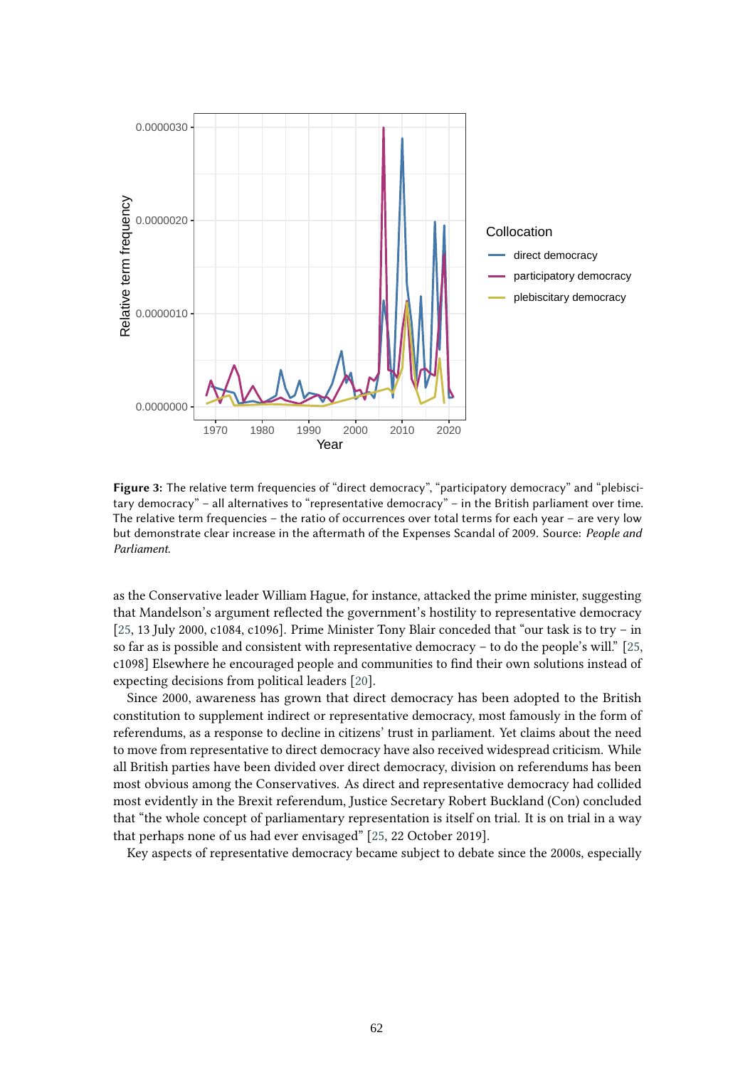**Figure 3:** The relative term frequencies of "direct democracy", "participatory democracy" and "plebiscitary democracy" – all alternatives to "representative democracy" – in the British parliament over time. The relative term frequencies – the ratio of occurrences over total terms for each year – are very low but demonstrate clear increase in the aftermath of the Expenses Scandal of 2009. Source: *People and Parliament*.

as the Conservative leader William Hague, for instance, attacked the prime minister, suggesting that Mandelson's argument reflected the government's hostility to representative democracy [25, 13 July 2000, c1084, c1096]. Prime Minister Tony Blair conceded that "our task is to try – in so far as is possible and consistent with representative democracy – to do the people's will." [25, c1098] Elsewhere he encouraged people and communities to find their own solutions instead of expecting decisions from political leaders [20].

Since 2000, awareness has grown that direct democracy has been adopted to the British constitution to supplement indirect or representative democracy, most famously in the form of referendums, as a response to decline in citizens' trust in parliament. Yet claims about the need to move from representative to direct democracy have also received widespread criticism. While all British parties have been divided over direct democracy, division on referendums has been most obvious among the Conservatives. As direct and representative democracy had collided most evidently in the Brexit referendum, Justice Secretary Robert Buckland (Con) concluded that "the whole concept of parliamentary representation is itself on trial. It is on trial in a way that perhaps none of us had ever envisaged" [25, 22 October 2019].

Key aspects of representative democracy became subject to debate since the 2000s, especially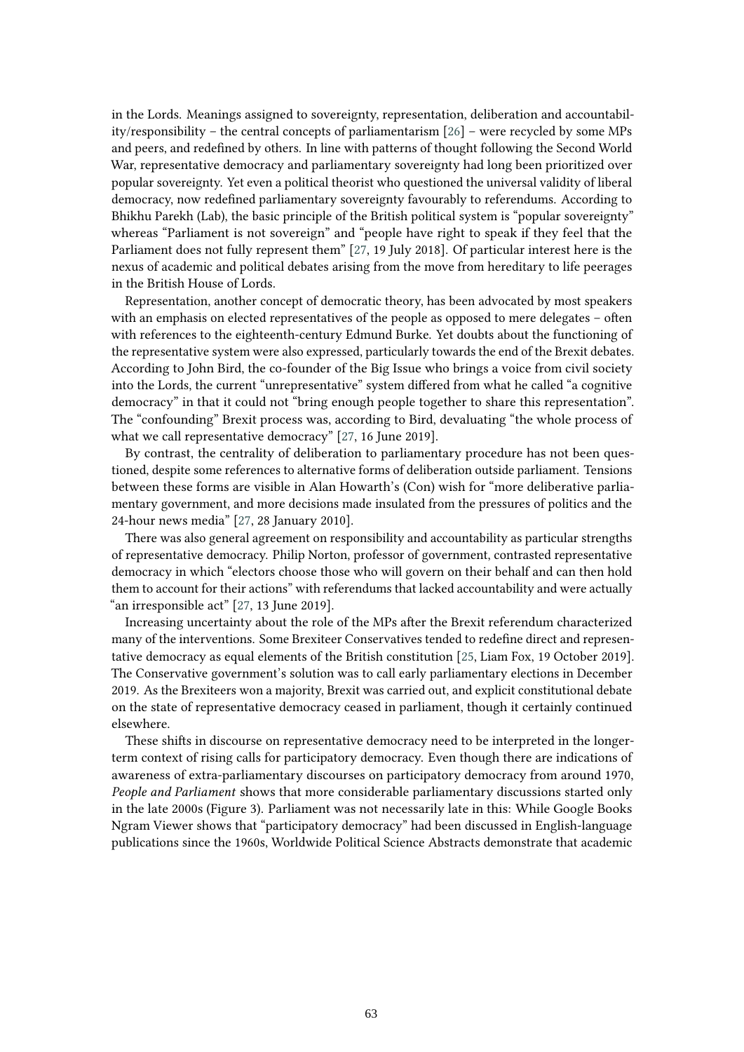in the Lords. Meanings assigned to sovereignty, representation, deliberation and accountability/responsibility – the central concepts of parliamentarism [26] – were recycled by some MPs and peers, and redefined by others. In line with patterns of thought following the Second World War, representative democracy and parliamentary sovereignty had long been prioritized over popular sovereignty. Yet even a political theorist who questioned the universal validity of liberal democracy, now redefined parliamentary sovereignty favourably to referendums. According to Bhikhu Parekh (Lab), the basic principle of the British political system is "popular sovereignty" whereas "Parliament is not sovereign" and "people have right to speak if they feel that the Parliament does not fully represent them" [27, 19 July 2018]. Of particular interest here is the nexus of academic and political debates arising from the move from hereditary to life peerages in the British House of Lords.

Representation, another concept of democratic theory, has been advocated by most speakers with an emphasis on elected representatives of the people as opposed to mere delegates – often with references to the eighteenth-century Edmund Burke. Yet doubts about the functioning of the representative system were also expressed, particularly towards the end of the Brexit debates. According to John Bird, the co-founder of the Big Issue who brings a voice from civil society into the Lords, the current "unrepresentative" system differed from what he called "a cognitive democracy" in that it could not "bring enough people together to share this representation". The "confounding" Brexit process was, according to Bird, devaluating "the whole process of what we call representative democracy" [27, 16 June 2019].

By contrast, the centrality of deliberation to parliamentary procedure has not been questioned, despite some references to alternative forms of deliberation outside parliament. Tensions between these forms are visible in Alan Howarth's (Con) wish for "more deliberative parliamentary government, and more decisions made insulated from the pressures of politics and the 24-hour news media" [27, 28 January 2010].

There was also general agreement on responsibility and accountability as particular strengths of representative democracy. Philip Norton, professor of government, contrasted representative democracy in which "electors choose those who will govern on their behalf and can then hold them to account for their actions" with referendums that lacked accountability and were actually "an irresponsible act" [27, 13 June 2019].

Increasing uncertainty about the role of the MPs after the Brexit referendum characterized many of the interventions. Some Brexiteer Conservatives tended to redefine direct and representative democracy as equal elements of the British constitution [25, Liam Fox, 19 October 2019]. The Conservative government's solution was to call early parliamentary elections in December 2019. As the Brexiteers won a majority, Brexit was carried out, and explicit constitutional debate on the state of representative democracy ceased in parliament, though it certainly continued elsewhere.

These shifts in discourse on representative democracy need to be interpreted in the longer-term context of rising calls for participatory democracy. Even though there are indications of awareness of extra-parliamentary discourses on participatory democracy from around 1970, *People and Parliament* shows that more considerable parliamentary discussions started only in the late 2000s (Figure 3). Parliament was not necessarily late in this: While Google Books Ngram Viewer shows that "participatory democracy" had been discussed in English-language publications since the 1960s, Worldwide Political Science Abstracts demonstrate that academic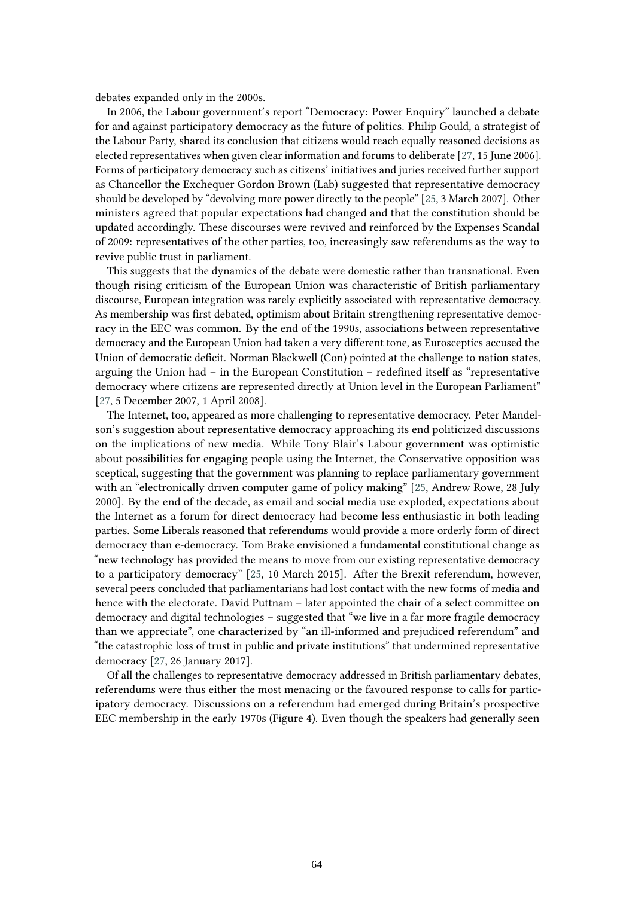debates expanded only in the 2000s.

In 2006, the Labour government's report "Democracy: Power Enquiry" launched a debate for and against participatory democracy as the future of politics. Philip Gould, a strategist of the Labour Party, shared its conclusion that citizens would reach equally reasoned decisions as elected representatives when given clear information and forums to deliberate [27, 15 June 2006]. Forms of participatory democracy such as citizens' initiatives and juries received further support as Chancellor the Exchequer Gordon Brown (Lab) suggested that representative democracy should be developed by "devolving more power directly to the people" [25, 3 March 2007]. Other ministers agreed that popular expectations had changed and that the constitution should be updated accordingly. These discourses were revived and reinforced by the Expenses Scandal of 2009: representatives of the other parties, too, increasingly saw referendums as the way to revive public trust in parliament.

This suggests that the dynamics of the debate were domestic rather than transnational. Even though rising criticism of the European Union was characteristic of British parliamentary discourse, European integration was rarely explicitly associated with representative democracy. As membership was first debated, optimism about Britain strengthening representative democracy in the EEC was common. By the end of the 1990s, associations between representative democracy and the European Union had taken a very different tone, as Eurosceptics accused the Union of democratic deficit. Norman Blackwell (Con) pointed at the challenge to nation states, arguing the Union had – in the European Constitution – redefined itself as "representative democracy where citizens are represented directly at Union level in the European Parliament" [27, 5 December 2007, 1 April 2008].

The Internet, too, appeared as more challenging to representative democracy. Peter Mandelson's suggestion about representative democracy approaching its end politicized discussions on the implications of new media. While Tony Blair's Labour government was optimistic about possibilities for engaging people using the Internet, the Conservative opposition was sceptical, suggesting that the government was planning to replace parliamentary government with an "electronically driven computer game of policy making" [25, Andrew Rowe, 28 July 2000]. By the end of the decade, as email and social media use exploded, expectations about the Internet as a forum for direct democracy had become less enthusiastic in both leading parties. Some Liberals reasoned that referendums would provide a more orderly form of direct democracy than e-democracy. Tom Brake envisioned a fundamental constitutional change as "new technology has provided the means to move from our existing representative democracy to a participatory democracy" [25, 10 March 2015]. After the Brexit referendum, however, several peers concluded that parliamentarians had lost contact with the new forms of media and hence with the electorate. David Puttnam – later appointed the chair of a select committee on democracy and digital technologies – suggested that "we live in a far more fragile democracy than we appreciate", one characterized by "an ill-informed and prejudiced referendum" and "the catastrophic loss of trust in public and private institutions" that undermined representative democracy [27, 26 January 2017].

Of all the challenges to representative democracy addressed in British parliamentary debates, referendums were thus either the most menacing or the favoured response to calls for participatory democracy. Discussions on a referendum had emerged during Britain's prospective EEC membership in the early 1970s (Figure 4). Even though the speakers had generally seen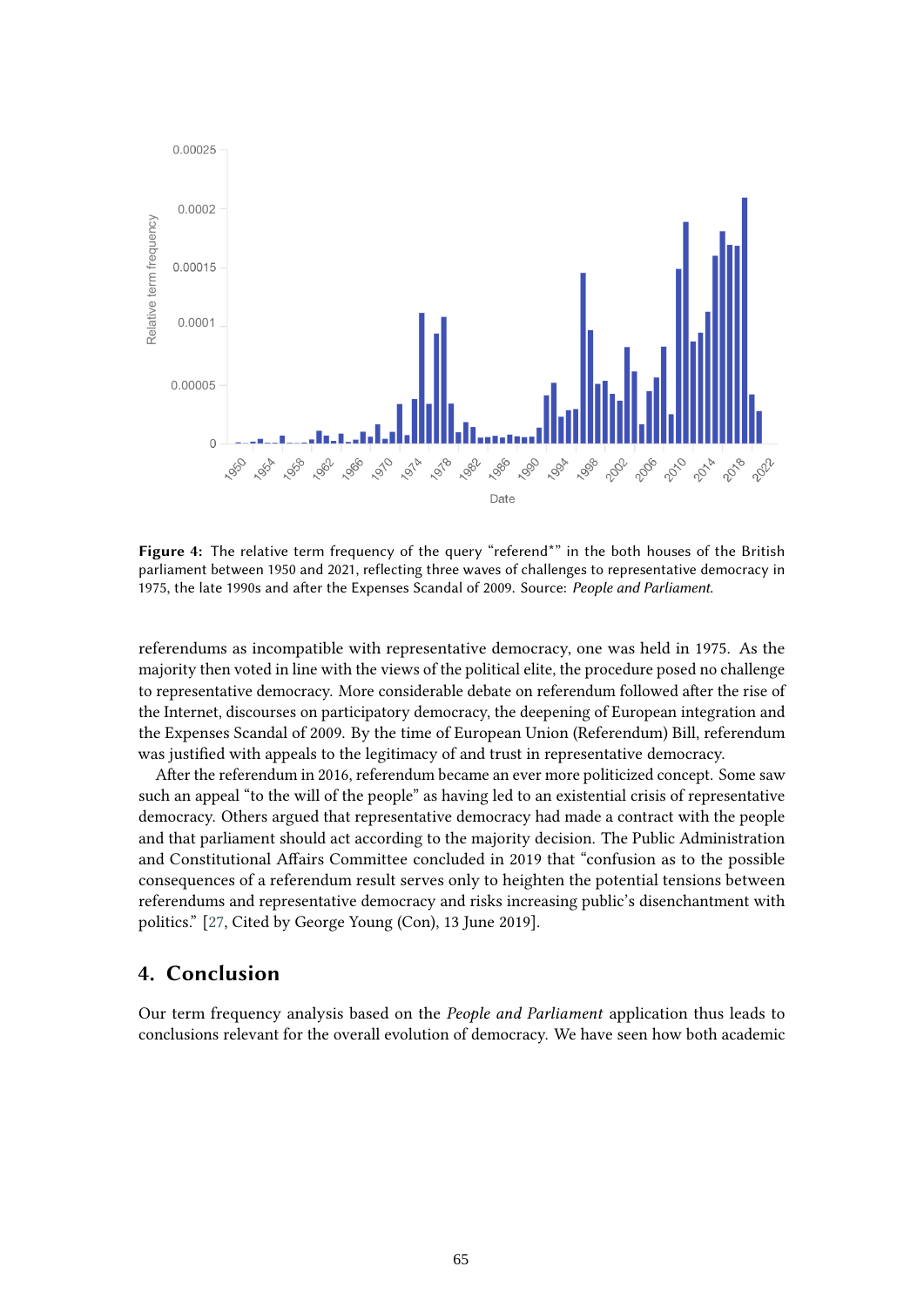**Figure 4:** The relative term frequency of the query "referend*" in the both houses of the British parliament between 1950 and 2021, reflecting three waves of challenges to representative democracy in 1975, the late 1990s and after the Expenses Scandal of 2009. Source: *People and Parliament*.

referendums as incompatible with representative democracy, one was held in 1975. As the majority then voted in line with the views of the political elite, the procedure posed no challenge to representative democracy. More considerable debate on referendum followed after the rise of the Internet, discourses on participatory democracy, the deepening of European integration and the Expenses Scandal of 2009. By the time of European Union (Referendum) Bill, referendum was justified with appeals to the legitimacy of and trust in representative democracy.

After the referendum in 2016, referendum became an ever more politicized concept. Some saw such an appeal "to the will of the people" as having led to an existential crisis of representative democracy. Others argued that representative democracy had made a contract with the people and that parliament should act according to the majority decision. The Public Administration and Constitutional Affairs Committee concluded in 2019 that "confusion as to the possible consequences of a referendum result serves only to heighten the potential tensions between referendums and representative democracy and risks increasing public's disenchantment with politics." [27, Cited by George Young (Con), 13 June 2019].

## 4. Conclusion

Our term frequency analysis based on the *People and Parliament* application thus leads to conclusions relevant for the overall evolution of democracy. We have seen how both academic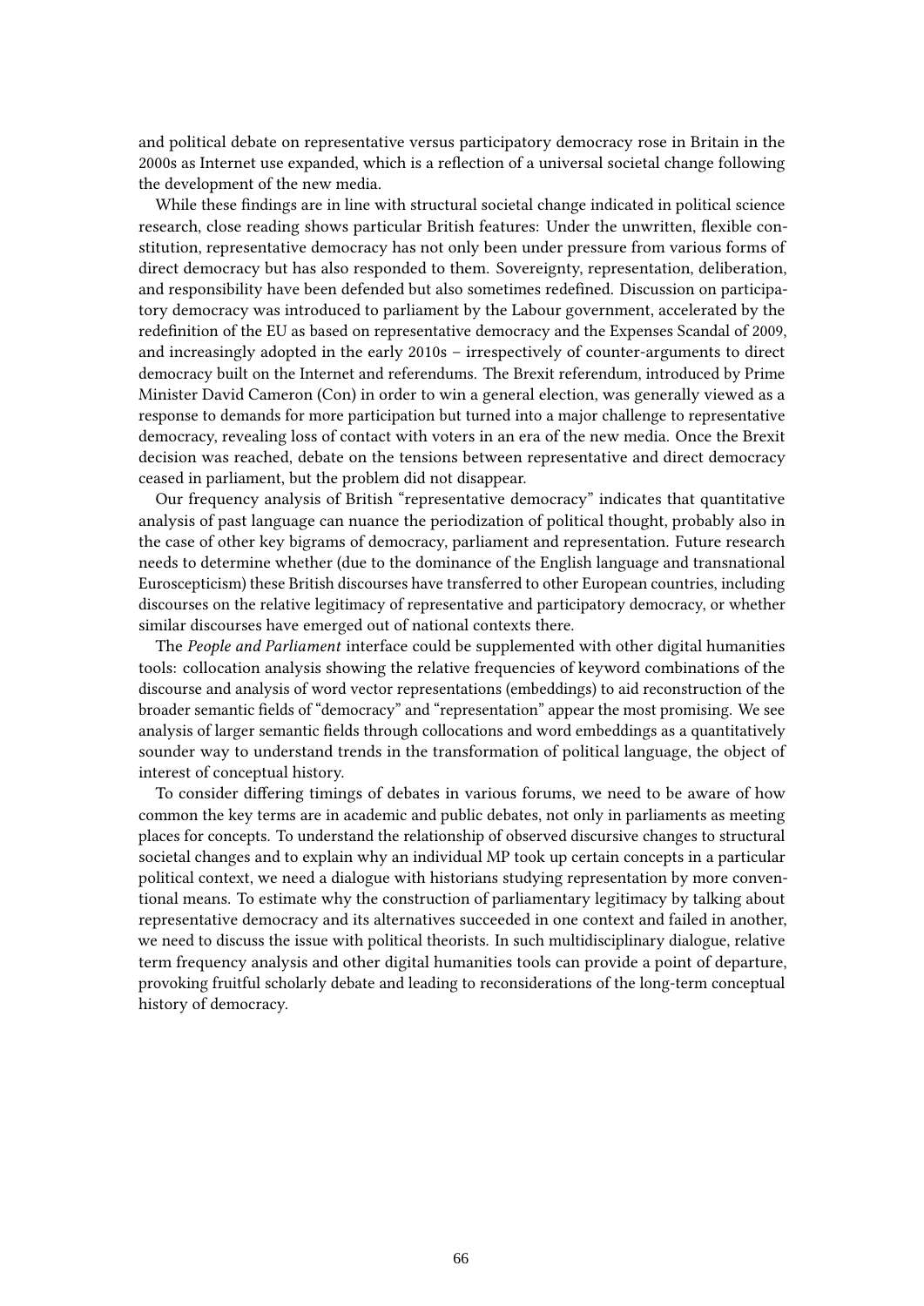and political debate on representative versus participatory democracy rose in Britain in the 2000s as Internet use expanded, which is a reflection of a universal societal change following the development of the new media.

While these findings are in line with structural societal change indicated in political science research, close reading shows particular British features: Under the unwritten, flexible constitution, representative democracy has not only been under pressure from various forms of direct democracy but has also responded to them. Sovereignty, representation, deliberation, and responsibility have been defended but also sometimes redefined. Discussion on participatory democracy was introduced to parliament by the Labour government, accelerated by the redefinition of the EU as based on representative democracy and the Expenses Scandal of 2009, and increasingly adopted in the early 2010s – irrespectively of counter-arguments to direct democracy built on the Internet and referendums. The Brexit referendum, introduced by Prime Minister David Cameron (Con) in order to win a general election, was generally viewed as a response to demands for more participation but turned into a major challenge to representative democracy, revealing loss of contact with voters in an era of the new media. Once the Brexit decision was reached, debate on the tensions between representative and direct democracy ceased in parliament, but the problem did not disappear.

Our frequency analysis of British "representative democracy" indicates that quantitative analysis of past language can nuance the periodization of political thought, probably also in the case of other key bigrams of democracy, parliament and representation. Future research needs to determine whether (due to the dominance of the English language and transnational Euroscepticism) these British discourses have transferred to other European countries, including discourses on the relative legitimacy of representative and participatory democracy, or whether similar discourses have emerged out of national contexts there.

The *People and Parliament* interface could be supplemented with other digital humanities tools: collocation analysis showing the relative frequencies of keyword combinations of the discourse and analysis of word vector representations (embeddings) to aid reconstruction of the broader semantic fields of "democracy" and "representation" appear the most promising. We see analysis of larger semantic fields through collocations and word embeddings as a quantitatively sounder way to understand trends in the transformation of political language, the object of interest of conceptual history.

To consider differing timings of debates in various forums, we need to be aware of how common the key terms are in academic and public debates, not only in parliaments as meeting places for concepts. To understand the relationship of observed discursive changes to structural societal changes and to explain why an individual MP took up certain concepts in a particular political context, we need a dialogue with historians studying representation by more conventional means. To estimate why the construction of parliamentary legitimacy by talking about representative democracy and its alternatives succeeded in one context and failed in another, we need to discuss the issue with political theorists. In such multidisciplinary dialogue, relative term frequency analysis and other digital humanities tools can provide a point of departure, provoking fruitful scholarly debate and leading to reconsiderations of the long-term conceptual history of democracy.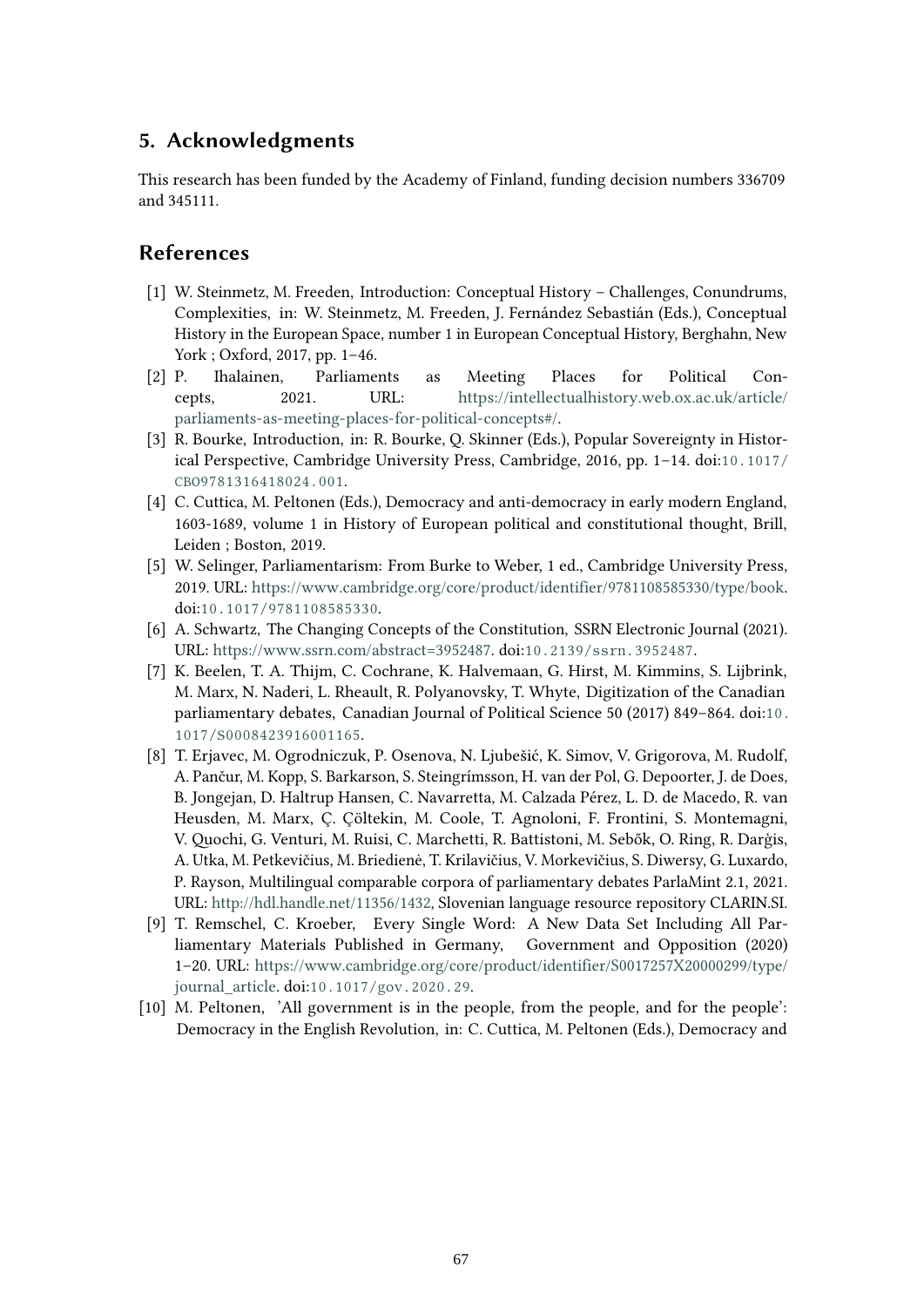## 5. Acknowledgments

This research has been funded by the Academy of Finland, funding decision numbers 336709 and 345111.

## References

[1] W. Steinmetz, M. Freeden, Introduction: Conceptual History – Challenges, Conundrums, Complexities, in: W. Steinmetz, M. Freeden, J. Fernández Sebastián (Eds.), Conceptual History in the European Space, number 1 in European Conceptual History, Berghahn, New York ; Oxford, 2017, pp. 1–46.

[2] P. Ihalainen, Parliaments as Meeting Places for Political Concepts, 2021. URL: https://intellectualhistory.web.ox.ac.uk/article/parliaments-as-meeting-places-for-political-concepts#/.

[3] R. Bourke, Introduction, in: R. Bourke, Q. Skinner (Eds.), Popular Sovereignty in Historical Perspective, Cambridge University Press, Cambridge, 2016, pp. 1–14. doi:10.1017/CBO9781316418024.001.

[4] C. Cuttica, M. Peltonen (Eds.), Democracy and anti-democracy in early modern England, 1603-1689, volume 1 in History of European political and constitutional thought, Brill, Leiden ; Boston, 2019.

[5] W. Selinger, Parliamentarism: From Burke to Weber, 1 ed., Cambridge University Press, 2019. URL: https://www.cambridge.org/core/product/identifier/9781108585330/type/book. doi:10.1017/9781108585330.

[6] A. Schwartz, The Changing Concepts of the Constitution, SSRN Electronic Journal (2021). URL: https://www.ssrn.com/abstract=3952487. doi:10.2139/ssrn.3952487.

[7] K. Beelen, T. A. Thijm, C. Cochrane, K. Halvemaan, G. Hirst, M. Kimmins, S. Lijbrink, M. Marx, N. Naderi, L. Rheault, R. Polyanovsky, T. Whyte, Digitization of the Canadian parliamentary debates, Canadian Journal of Political Science 50 (2017) 849–864. doi:10.1017/S0008423916001165.

[8] T. Erjavec, M. Ogrodniczuk, P. Osenova, N. Ljubešić, K. Simov, V. Grigorova, M. Rudolf, A. Pančur, M. Kopp, S. Barkarson, S. Steingrímsson, H. van der Pol, G. Depoorter, J. de Does, B. Jongejan, D. Haltrup Hansen, C. Navarretta, M. Calzada Pérez, L. D. de Macedo, R. van Heusden, M. Marx, Ç. Çöltekin, M. Coole, T. Agnoloni, F. Frontini, S. Montemagni, V. Quochi, G. Venturi, M. Ruisi, C. Marchetti, R. Battistoni, M. Sebők, O. Ring, R. Darģis, A. Utka, M. Petkevičius, M. Briedienė, T. Krilavičius, V. Morkevičius, S. Diwersy, G. Luxardo, P. Rayson, Multilingual comparable corpora of parliamentary debates ParlaMint 2.1, 2021. URL: http://hdl.handle.net/11356/1432, Slovenian language resource repository CLARIN.SI.

[9] T. Remschel, C. Kroeber, Every Single Word: A New Data Set Including All Parliamentary Materials Published in Germany, Government and Opposition (2020) 1–20. URL: https://www.cambridge.org/core/product/identifier/S0017257X20000299/type/journal_article. doi:10.1017/gov.2020.29.

[10] M. Peltonen, 'All government is in the people, from the people, and for the people': Democracy in the English Revolution, in: C. Cuttica, M. Peltonen (Eds.), Democracy and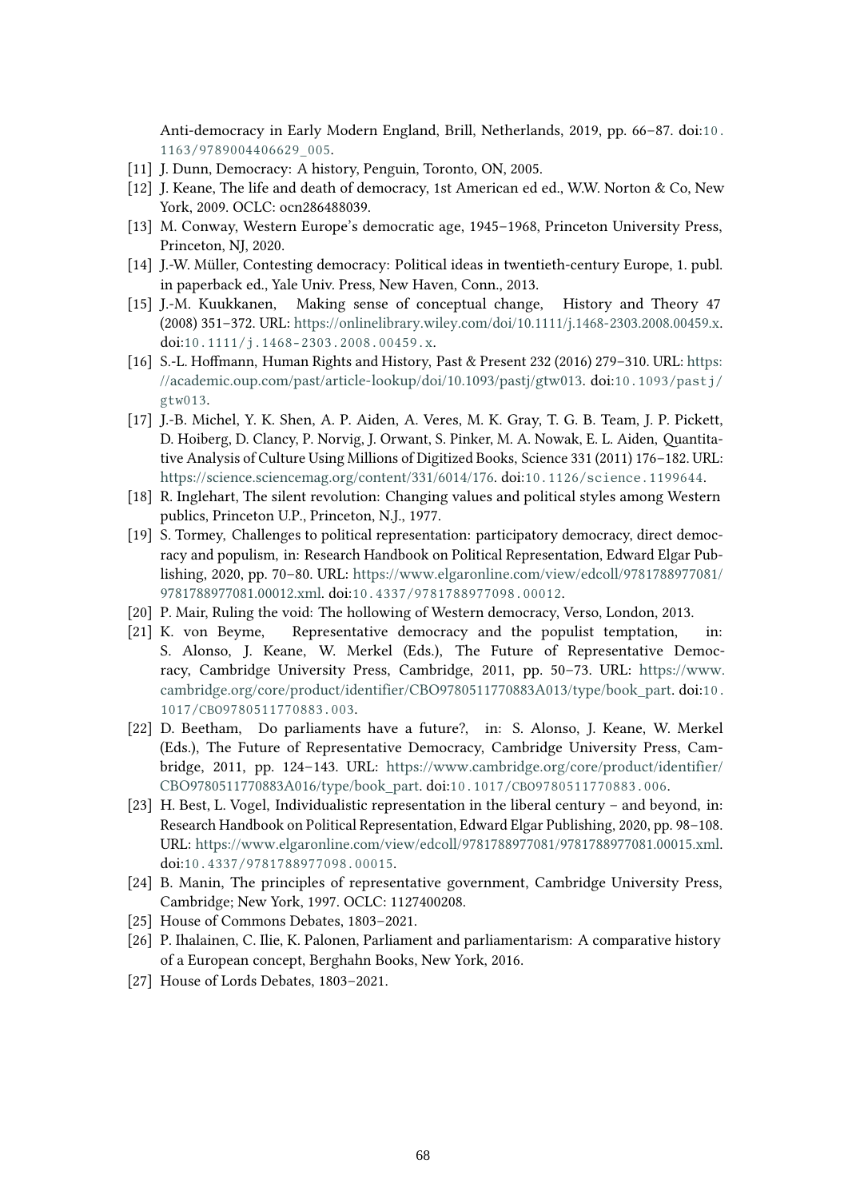Anti-democracy in Early Modern England, Brill, Netherlands, 2019, pp. 66–87. doi:10.1163/9789004406629_005.

[11] J. Dunn, Democracy: A history, Penguin, Toronto, ON, 2005.

[12] J. Keane, The life and death of democracy, 1st American ed ed., W.W. Norton & Co, New York, 2009. OCLC: ocn286488039.

[13] M. Conway, Western Europe's democratic age, 1945–1968, Princeton University Press, Princeton, NJ, 2020.

[14] J.-W. Müller, Contesting democracy: Political ideas in twentieth-century Europe, 1. publ. in paperback ed., Yale Univ. Press, New Haven, Conn., 2013.

[15] J.-M. Kuukkanen, Making sense of conceptual change, History and Theory 47 (2008) 351–372. URL: https://onlinelibrary.wiley.com/doi/10.1111/j.1468-2303.2008.00459.x. doi:10.1111/j.1468-2303.2008.00459.x.

[16] S.-L. Hoffmann, Human Rights and History, Past & Present 232 (2016) 279–310. URL: https://academic.oup.com/past/article-lookup/doi/10.1093/pastj/gtw013. doi:10.1093/pastj/gtw013.

[17] J.-B. Michel, Y. K. Shen, A. P. Aiden, A. Veres, M. K. Gray, T. G. B. Team, J. P. Pickett, D. Hoiberg, D. Clancy, P. Norvig, J. Orwant, S. Pinker, M. A. Nowak, E. L. Aiden, Quantitative Analysis of Culture Using Millions of Digitized Books, Science 331 (2011) 176–182. URL: https://science.sciencemag.org/content/331/6014/176. doi:10.1126/science.1199644.

[18] R. Inglehart, The silent revolution: Changing values and political styles among Western publics, Princeton U.P., Princeton, N.J., 1977.

[19] S. Tormey, Challenges to political representation: participatory democracy, direct democracy and populism, in: Research Handbook on Political Representation, Edward Elgar Publishing, 2020, pp. 70–80. URL: https://www.elgaronline.com/view/edcoll/9781788977081/9781788977081.00012.xml. doi:10.4337/9781788977098.00012.

[20] P. Mair, Ruling the void: The hollowing of Western democracy, Verso, London, 2013.

[21] K. von Beyme, Representative democracy and the populist temptation, in: S. Alonso, J. Keane, W. Merkel (Eds.), The Future of Representative Democracy, Cambridge University Press, Cambridge, 2011, pp. 50–73. URL: https://www.cambridge.org/core/product/identifier/CBO9780511770883A013/type/book_part. doi:10.1017/CBO9780511770883.003.

[22] D. Beetham, Do parliaments have a future?, in: S. Alonso, J. Keane, W. Merkel (Eds.), The Future of Representative Democracy, Cambridge University Press, Cambridge, 2011, pp. 124–143. URL: https://www.cambridge.org/core/product/identifier/CBO9780511770883A016/type/book_part. doi:10.1017/CBO9780511770883.006.

[23] H. Best, L. Vogel, Individualistic representation in the liberal century – and beyond, in: Research Handbook on Political Representation, Edward Elgar Publishing, 2020, pp. 98–108. URL: https://www.elgaronline.com/view/edcoll/9781788977081/9781788977081.00015.xml. doi:10.4337/9781788977098.00015.

[24] B. Manin, The principles of representative government, Cambridge University Press, Cambridge; New York, 1997. OCLC: 1127400208.

[25] House of Commons Debates, 1803–2021.

[26] P. Ihalainen, C. Ilie, K. Palonen, Parliament and parliamentarism: A comparative history of a European concept, Berghahn Books, New York, 2016.

[27] House of Lords Debates, 1803–2021.